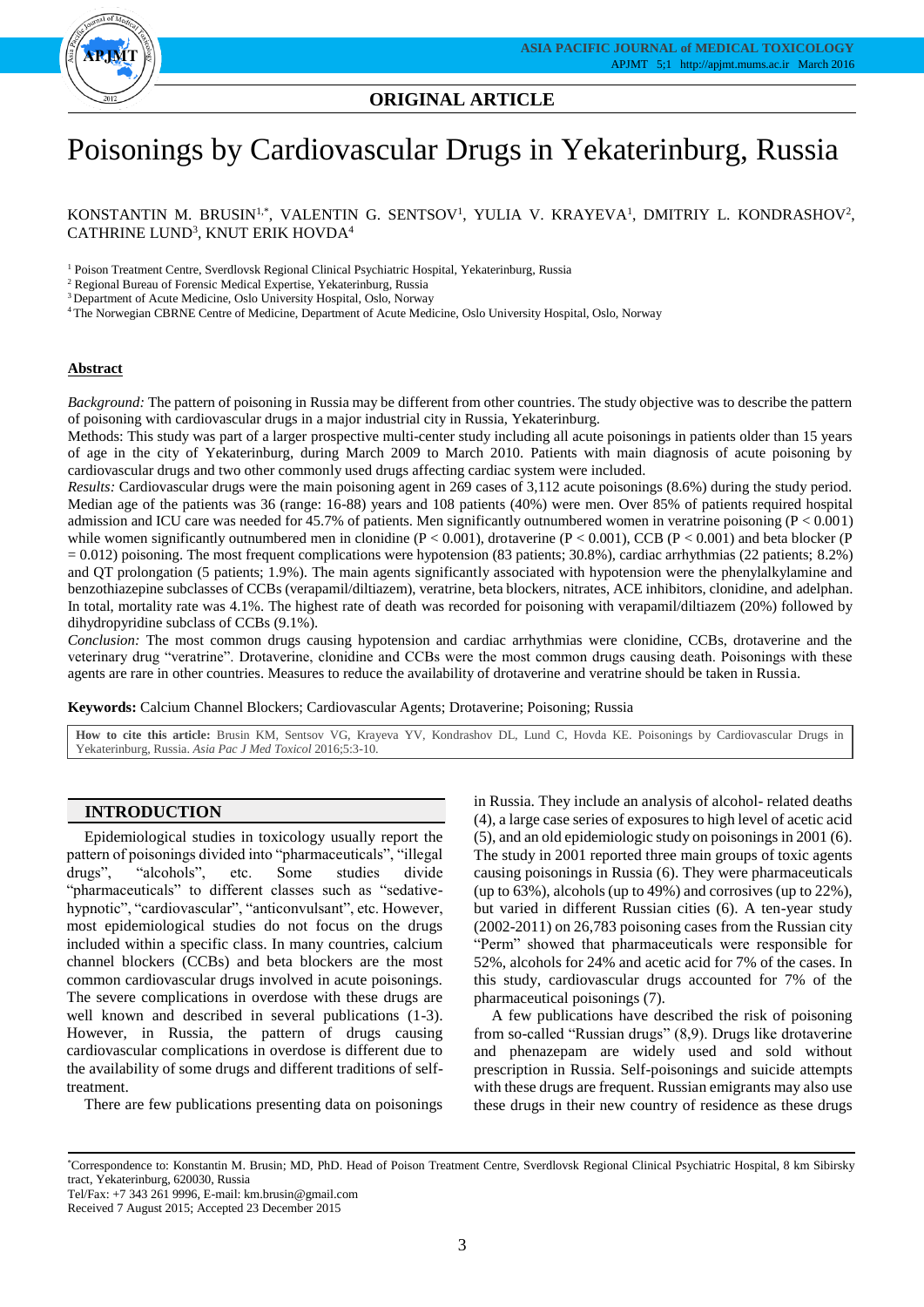**ORIGINAL ARTICLE**

# Poisonings by Cardiovascular Drugs in Yekaterinburg, Russia

KONSTANTIN M. BRUSIN[1,*], VALENTIN G. SENTSOV[1], YULIA V. KRAYEVA[1], DMITRIY L. KONDRASHOV[2], CATHRINE LUND[3], KNUT ERIK HOVDA[4]

[1] Poison Treatment Centre, Sverdlovsk Regional Clinical Psychiatric Hospital, Yekaterinburg, Russia
[2] Regional Bureau of Forensic Medical Expertise, Yekaterinburg, Russia
[3] Department of Acute Medicine, Oslo University Hospital, Oslo, Norway
[4] The Norwegian CBRNE Centre of Medicine, Department of Acute Medicine, Oslo University Hospital, Oslo, Norway

## Abstract

*Background:* The pattern of poisoning in Russia may be different from other countries. The study objective was to describe the pattern of poisoning with cardiovascular drugs in a major industrial city in Russia, Yekaterinburg.

Methods: This study was part of a larger prospective multi-center study including all acute poisonings in patients older than 15 years of age in the city of Yekaterinburg, during March 2009 to March 2010. Patients with main diagnosis of acute poisoning by cardiac drugs and two other commonly used drugs affecting cardiac system were included.

*Results:* Cardiovascular drugs were the main poisoning agent in 269 cases of 3,112 acute poisonings (8.6%) during the study period. Median age of the patients was 36 (range: 16-88) years and 108 patients (40%) were men. Over 85% of patients required hospital admission and ICU care was needed for 45.7% of patients. Men significantly outnumbered women in veratrine poisoning ($P < 0.001$) while women significantly outnumbered men in clonidine ($P < 0.001$), drotaverine ($P < 0.001$), CCB ($P < 0.001$) and beta blocker ($P = 0.012$) poisoning. The most frequent complications were hypotension (83 patients; 30.8%), cardiac arrhythmias (22 patients; 8.2%) and QT prolongation (5 patients; 1.9%). The main agents significantly associated with hypotension were the phenylalkylamine and benzothiazepine subclasses of CCBs (verapamil/diltiazem), veratrine, beta blockers, nitrates, ACE inhibitors, clonidine, and adelphan. In total, mortality rate was 4.1%. The highest rate of death was recorded for poisoning with verapamil/diltiazem (20%) followed by dihydropyridine subclass of CCBs (9.1%).

*Conclusion:* The most common drugs causing hypotension and cardiac arrhythmias were clonidine, CCBs, drotaverine and the veterinary drug "veratrine". Drotaverine, clonidine and CCBs were the most common drugs causing death. Poisonings with these agents are rare in other countries. Measures to reduce the availability of drotaverine and veratrine should be taken in Russia.

**Keywords:** Calcium Channel Blockers; Cardiovascular Agents; Drotaverine; Poisoning; Russia

**How to cite this article:** Brusin KM, Sentsov VG, Krayeva YV, Kondrashov DL, Lund C, Hovda KE. Poisonings by Cardiovascular Drugs in Yekaterinburg, Russia. *Asia Pac J Med Toxicol* 2016;5:3-10.

## INTRODUCTION

Epidemiological studies in toxicology usually report the pattern of poisonings divided into "pharmaceuticals", "illegal drugs", "alcohols", etc. Some studies divide "pharmaceuticals" to different classes such as "sedative-hypnotic", "cardiovascular", "anticonvulsant", etc. However, most epidemiological studies do not focus on the drugs included within a specific class. In many countries, calcium channel blockers (CCBs) and beta blockers are the most common cardiovascular drugs involved in acute poisonings. The severe complications in overdose with these drugs are well known and described in several publications (1-3). However, in Russia, the pattern of drugs causing cardiovascular complications in overdose is different due to the availability of some drugs and different traditions of self-treatment.

There are few publications presenting data on poisonings in Russia. They include an analysis of alcohol- related deaths (4), a large case series of exposures to high level of acetic acid (5), and an old epidemiologic study on poisonings in 2001 (6). The study in 2001 reported three main groups of toxic agents causing poisonings in Russia (6). They were pharmaceuticals (up to 63%), alcohols (up to 49%) and corrosives (up to 22%), but varied in different Russian cities (6). A ten-year study (2002-2011) on 26,783 poisoning cases from the Russian city "Perm" showed that pharmaceuticals were responsible for 52%, alcohols for 24% and acetic acid for 7% of the cases. In this study, cardiovascular drugs accounted for 7% of the pharmaceutical poisonings (7).

A few publications have described the risk of poisoning from so-called "Russian drugs" (8,9). Drugs like drotaverine and phenazepam are widely used and sold without prescription in Russia. Self-poisonings and suicide attempts with these drugs are frequent. Russian emigrants may also use these drugs in their new country of residence as these drugs

---

*Correspondence to: Konstantin M. Brusin; MD, PhD. Head of Poison Treatment Centre, Sverdlovsk Regional Clinical Psychiatric Hospital, 8 km Sibirsky tract, Yekaterinburg, 620030, Russia
Tel/Fax: +7 343 261 9996, E-mail: km.brusin@gmail.com
Received 7 August 2015; Accepted 23 December 2015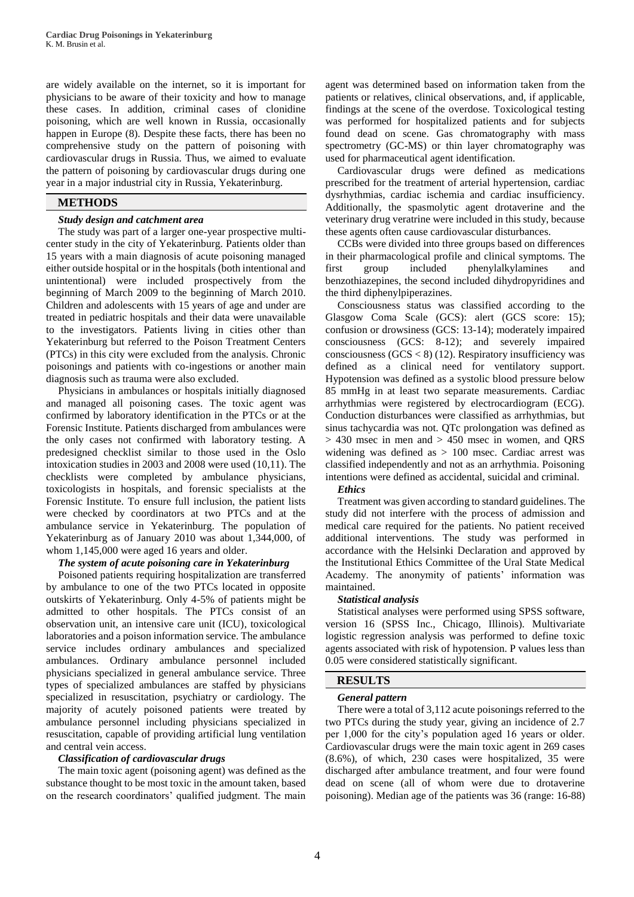are widely available on the internet, so it is important for physicians to be aware of their toxicity and how to manage these cases. In addition, criminal cases of clonidine poisoning, which are well known in Russia, occasionally happen in Europe (8). Despite these facts, there has been no comprehensive study on the pattern of poisoning with cardiovascular drugs in Russia. Thus, we aimed to evaluate the pattern of poisoning by cardiovascular drugs during one year in a major industrial city in Russia, Yekaterinburg.

## METHODS

### *Study design and catchment area*

The study was part of a larger one-year prospective multi-center study in the city of Yekaterinburg. Patients older than 15 years with a main diagnosis of acute poisoning managed either outside hospital or in the hospitals (both intentional and unintentional) were included prospectively from the beginning of March 2009 to the beginning of March 2010. Children and adolescents with 15 years of age and under are treated in pediatric hospitals and their data were unavailable to the investigators. Patients living in cities other than Yekaterinburg but referred to the Poison Treatment Centers (PTCs) in this city were excluded from the analysis. Chronic poisonings and patients with co-ingestions or another main diagnosis such as trauma were also excluded.

Physicians in ambulances or hospitals initially diagnosed and managed all poisoning cases. The toxic agent was confirmed by laboratory identification in the PTCs or at the Forensic Institute. Patients discharged from ambulances were the only cases not confirmed with laboratory testing. A predesigned checklist similar to those used in the Oslo intoxication studies in 2003 and 2008 were used (10,11). The checklists were completed by ambulance physicians, toxicologists in hospitals, and forensic specialists at the Forensic Institute. To ensure full inclusion, the patient lists were checked by coordinators at two PTCs and at the ambulance service in Yekaterinburg. The population of Yekaterinburg as of January 2010 was about 1,344,000, of whom 1,145,000 were aged 16 years and older.

### *The system of acute poisoning care in Yekaterinburg*

Poisoned patients requiring hospitalization are transferred by ambulance to one of the two PTCs located in opposite outskirts of Yekaterinburg. Only 4-5% of patients might be admitted to other hospitals. The PTCs consist of an observation unit, an intensive care unit (ICU), toxicological laboratories and a poison information service. The ambulance service includes ordinary ambulances and specialized ambulances. Ordinary ambulance personnel included physicians specialized in general ambulance service. Three types of specialized ambulances are staffed by physicians specialized in resuscitation, psychiatry or cardiology. The majority of acutely poisoned patients were treated by ambulance personnel including physicians specialized in resuscitation, capable of providing artificial lung ventilation and central vein access.

### *Classification of cardiovascular drugs*

The main toxic agent (poisoning agent) was defined as the substance thought to be most toxic in the amount taken, based on the research coordinators' qualified judgment. The main agent was determined based on information taken from the patients or relatives, clinical observations, and, if applicable, findings at the scene of the overdose. Toxicological testing was performed for hospitalized patients and for subjects found dead on scene. Gas chromatography with mass spectrometry (GC-MS) or thin layer chromatography was used for pharmaceutical agent identification.

Cardiovascular drugs were defined as medications prescribed for the treatment of arterial hypertension, cardiac dysrhythmias, cardiac ischemia and cardiac insufficiency. Additionally, the spasmolytic agent drotaverine and the veterinary drug veratrine were included in this study, because these agents often cause cardiovascular disturbances.

CCBs were divided into three groups based on differences in their pharmacological profile and clinical symptoms. The first group included phenylalkylamines and benzothiazepines, the second included dihydropyridines and the third diphenylpiperazines.

Consciousness status was classified according to the Glasgow Coma Scale (GCS): alert (GCS score: 15); confusion or drowsiness (GCS: 13-14); moderately impaired consciousness (GCS: 8-12); and severely impaired consciousness (GCS < 8) (12). Respiratory insufficiency was defined as a clinical need for ventilatory support. Hypotension was defined as a systolic blood pressure below 85 mmHg in at least two separate measurements. Cardiac arrhythmias were registered by electrocardiogram (ECG). Conduction disturbances were classified as arrhythmias, but sinus tachycardia was not. QTc prolongation was defined as > 430 msec in men and > 450 msec in women, and QRS widening was defined as > 100 msec. Cardiac arrest was classified independently and not as an arrhythmia. Poisoning intentions were defined as accidental, suicidal and criminal.

### *Ethics*

Treatment was given according to standard guidelines. The study did not interfere with the process of admission and medical care required for the patients. No patient received additional interventions. The study was performed in accordance with the Helsinki Declaration and approved by the Institutional Ethics Committee of the Ural State Medical Academy. The anonymity of patients' information was maintained.

### *Statistical analysis*

Statistical analyses were performed using SPSS software, version 16 (SPSS Inc., Chicago, Illinois). Multivariate logistic regression analysis was performed to define toxic agents associated with risk of hypotension. P values less than 0.05 were considered statistically significant.

## RESULTS

### *General pattern*

There were a total of 3,112 acute poisonings referred to the two PTCs during the study year, giving an incidence of 2.7 per 1,000 for the city's population aged 16 years or older. Cardiovascular drugs were the main toxic agent in 269 cases (8.6%), of which, 230 cases were hospitalized, 35 were discharged after ambulance treatment, and four were found dead on scene (all of whom were due to drotaverine poisoning). Median age of the patients was 36 (range: 16-88)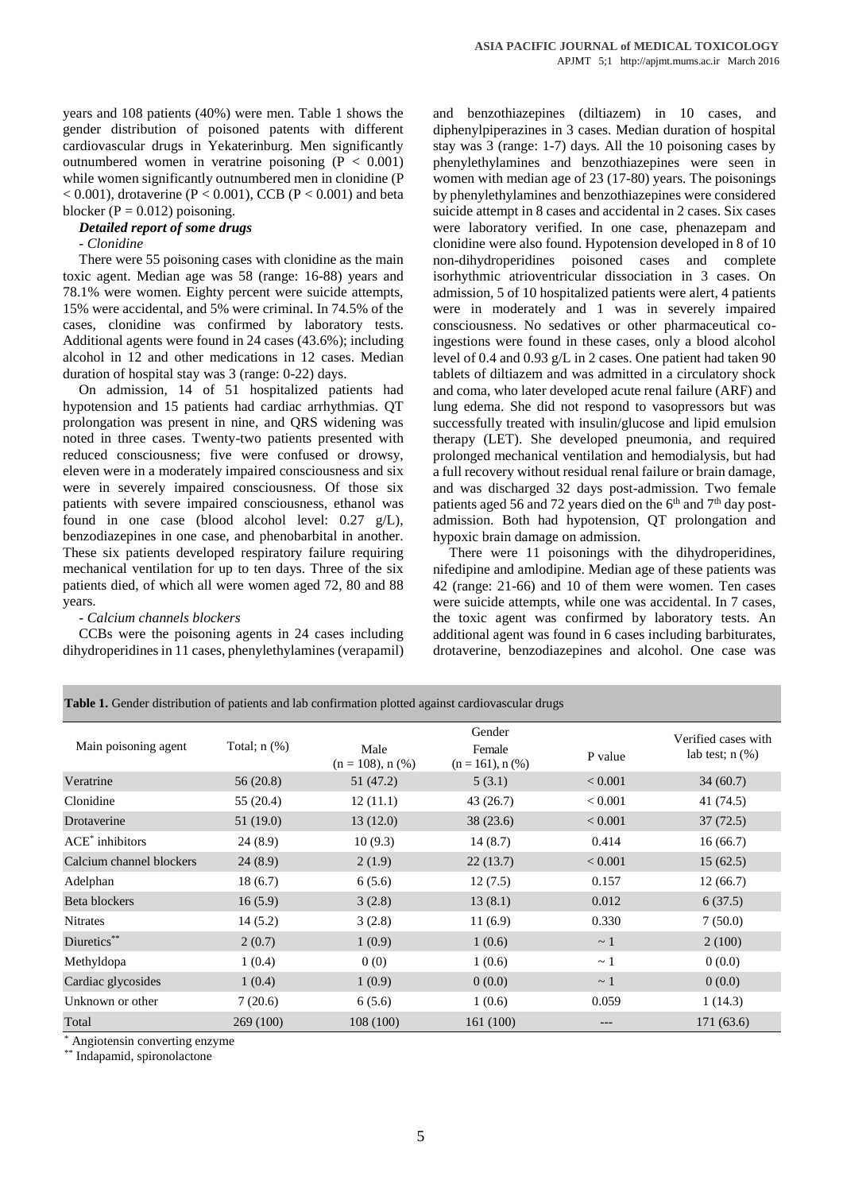years and 108 patients (40%) were men. Table 1 shows the gender distribution of poisoned patents with different cardiovascular drugs in Yekaterinburg. Men significantly outnumbered women in veratrine poisoning ($P < 0.001$) while women significantly outnumbered men in clonidine ($P < 0.001$), drotaverine ($P < 0.001$), CCB ($P < 0.001$) and beta blocker ($P = 0.012$) poisoning.

***Detailed report of some drugs***

*- Clonidine*

There were 55 poisoning cases with clonidine as the main toxic agent. Median age was 58 (range: 16-88) years and 78.1% were women. Eighty percent were suicide attempts, 15% were accidental, and 5% were criminal. In 74.5% of the cases, clonidine was confirmed by laboratory tests. Additional agents were found in 24 cases (43.6%); including alcohol in 12 and other medications in 12 cases. Median duration of hospital stay was 3 (range: 0-22) days.

On admission, 14 of 51 hospitalized patients had hypotension and 15 patients had cardiac arrhythmias. QT prolongation was present in nine, and QRS widening was noted in three cases. Twenty-two patients presented with reduced consciousness; five were confused or drowsy, eleven were in a moderately impaired consciousness and six were in severely impaired consciousness. Of those six patients with severe impaired consciousness, ethanol was found in one case (blood alcohol level: 0.27 g/L), benzodiazepines in one case, and phenobarbital in another. These six patients developed respiratory failure requiring mechanical ventilation for up to ten days. Three of the six patients died, of which all were women aged 72, 80 and 88 years.

*- Calcium channels blockers*

CCBs were the poisoning agents in 24 cases including dihydroperidines in 11 cases, phenylethylamines (verapamil) and benzothiazepines (diltiazem) in 10 cases, and diphenylpiperazines in 3 cases. Median duration of hospital stay was 3 (range: 1-7) days. All the 10 poisoning cases by phenylethylamines and benzothiazepines were seen in women with median age of 23 (17-80) years. The poisonings by phenylethylamines and benzothiazepines were considered suicide attempt in 8 cases and accidental in 2 cases. Six cases were laboratory verified. In one case, phenazepam and clonidine were also found. Hypotension developed in 8 of 10 non-dihydroperidines poisoned cases and complete isorhythmic atrioventricular dissociation in 3 cases. On admission, 5 of 10 hospitalized patients were alert, 4 patients were in moderately and 1 was in severely impaired consciousness. No sedatives or other pharmaceutical co-ingestions were found in these cases, only a blood alcohol level of 0.4 and 0.93 g/L in 2 cases. One patient had taken 90 tablets of diltiazem and was admitted in a circulatory shock and coma, who later developed acute renal failure (ARF) and lung edema. She did not respond to vasopressors but was successfully treated with insulin/glucose and lipid emulsion therapy (LET). She developed pneumonia, and required prolonged mechanical ventilation and hemodialysis, but had a full recovery without residual renal failure or brain damage, and was discharged 32 days post-admission. Two female patients aged 56 and 72 years died on the 6th and 7th day post-admission. Both had hypotension, QT prolongation and hypoxic brain damage on admission.

There were 11 poisonings with the dihydroperidines, nifedipine and amlodipine. Median age of these patients was 42 (range: 21-66) and 10 of them were women. Ten cases were suicide attempts, while one was accidental. In 7 cases, the toxic agent was confirmed by laboratory tests. An additional agent was found in 6 cases including barbiturates, drotaverine, benzodiazepines and alcohol. One case was

**Table 1.** Gender distribution of patients and lab confirmation plotted against cardiovascular drugs

| Main poisoning agent | Total; n (%) | Gender | | | Verified cases with lab test; n (%) |
|---|---|---|---|---|---|
| | | Male (n = 108), n (%) | Female (n = 161), n (%) | P value | |
| Veratrine | 56 (20.8) | 51 (47.2) | 5 (3.1) | < 0.001 | 34 (60.7) |
| Clonidine | 55 (20.4) | 12 (11.1) | 43 (26.7) | < 0.001 | 41 (74.5) |
| Drotaverine | 51 (19.0) | 13 (12.0) | 38 (23.6) | < 0.001 | 37 (72.5) |
| ACE* inhibitors | 24 (8.9) | 10 (9.3) | 14 (8.7) | 0.414 | 16 (66.7) |
| Calcium channel blockers | 24 (8.9) | 2 (1.9) | 22 (13.7) | < 0.001 | 15 (62.5) |
| Adelphan | 18 (6.7) | 6 (5.6) | 12 (7.5) | 0.157 | 12 (66.7) |
| Beta blockers | 16 (5.9) | 3 (2.8) | 13 (8.1) | 0.012 | 6 (37.5) |
| Nitrates | 14 (5.2) | 3 (2.8) | 11 (6.9) | 0.330 | 7 (50.0) |
| Diuretics** | 2 (0.7) | 1 (0.9) | 1 (0.6) | ~ 1 | 2 (100) |
| Methyldopa | 1 (0.4) | 0 (0) | 1 (0.6) | ~ 1 | 0 (0.0) |
| Cardiac glycosides | 1 (0.4) | 1 (0.9) | 0 (0.0) | ~ 1 | 0 (0.0) |
| Unknown or other | 7 (20.6) | 6 (5.6) | 1 (0.6) | 0.059 | 1 (14.3) |
| Total | 269 (100) | 108 (100) | 161 (100) | --- | 171 (63.6) |

* Angiotensin converting enzyme

** Indapamid, spironolactone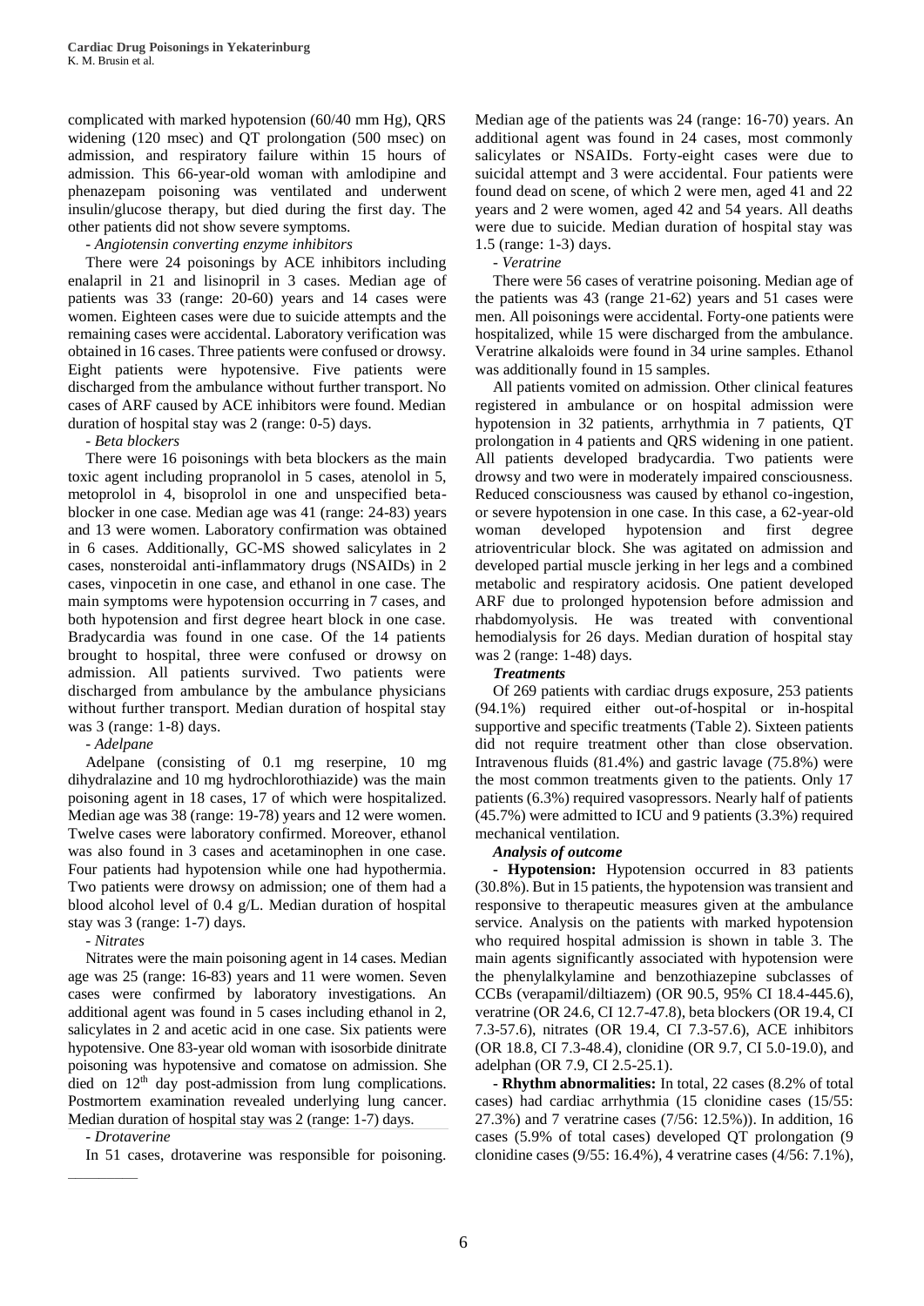complicated with marked hypotension (60/40 mm Hg), QRS widening (120 msec) and QT prolongation (500 msec) on admission, and respiratory failure within 15 hours of admission. This 66-year-old woman with amlodipine and phenazepam poisoning was ventilated and underwent insulin/glucose therapy, but died during the first day. The other patients did not show severe symptoms.

*- Angiotensin converting enzyme inhibitors*

There were 24 poisonings by ACE inhibitors including enalapril in 21 and lisinopril in 3 cases. Median age of patients was 33 (range: 20-60) years and 14 cases were women. Eighteen cases were due to suicide attempts and the remaining cases were accidental. Laboratory verification was obtained in 16 cases. Three patients were confused or drowsy. Eight patients were hypotensive. Five patients were discharged from the ambulance without further transport. No cases of ARF caused by ACE inhibitors were found. Median duration of hospital stay was 2 (range: 0-5) days.

*- Beta blockers*

There were 16 poisonings with beta blockers as the main toxic agent including propranolol in 5 cases, atenolol in 5, metoprolol in 4, bisoprolol in one and unspecified beta-blocker in one case. Median age was 41 (range: 24-83) years and 13 were women. Laboratory confirmation was obtained in 6 cases. Additionally, GC-MS showed salicylates in 2 cases, nonsteroidal anti-inflammatory drugs (NSAIDs) in 2 cases, vinpocetin in one case, and ethanol in one case. The main symptoms were hypotension occurring in 7 cases, and both hypotension and first degree heart block in one case. Bradycardia was found in one case. Of the 14 patients brought to hospital, three were confused or drowsy on admission. All patients survived. Two patients were discharged from ambulance by the ambulance physicians without further transport. Median duration of hospital stay was 3 (range: 1-8) days.

*- Adelpane*

Adelpane (consisting of 0.1 mg reserpine, 10 mg dihydralazine and 10 mg hydrochlorothiazide) was the main poisoning agent in 18 cases, 17 of which were hospitalized. Median age was 38 (range: 19-78) years and 12 were women. Twelve cases were laboratory confirmed. Moreover, ethanol was also found in 3 cases and acetaminophen in one case. Four patients had hypotension while one had hypothermia. Two patients were drowsy on admission; one of them had a blood alcohol level of 0.4 g/L. Median duration of hospital stay was 3 (range: 1-7) days.

*- Nitrates*

Nitrates were the main poisoning agent in 14 cases. Median age was 25 (range: 16-83) years and 11 were women. Seven cases were confirmed by laboratory investigations. An additional agent was found in 5 cases including ethanol in 2, salicylates in 2 and acetic acid in one case. Six patients were hypotensive. One 83-year old woman with isosorbide dinitrate poisoning was hypotensive and comatose on admission. She died on 12th day post-admission from lung complications. Postmortem examination revealed underlying lung cancer. Median duration of hospital stay was 2 (range: 1-7) days.

*- Drotaverine*

In 51 cases, drotaverine was responsible for poisoning. Median age of the patients was 24 (range: 16-70) years. An additional agent was found in 24 cases, most commonly salicylates or NSAIDs. Forty-eight cases were due to suicidal attempt and 3 were accidental. Four patients were found dead on scene, of which 2 were men, aged 41 and 22 years and 2 were women, aged 42 and 54 years. All deaths were due to suicide. Median duration of hospital stay was 1.5 (range: 1-3) days.

*- Veratrine*

There were 56 cases of veratrine poisoning. Median age of the patients was 43 (range 21-62) years and 51 cases were men. All poisonings were accidental. Forty-one patients were hospitalized, while 15 were discharged from the ambulance. Veratrine alkaloids were found in 34 urine samples. Ethanol was additionally found in 15 samples.

All patients vomited on admission. Other clinical features registered in ambulance or on hospital admission were hypotension in 32 patients, arrhythmia in 7 patients, QT prolongation in 4 patients and QRS widening in one patient. All patients developed bradycardia. Two patients were drowsy and two were in moderately impaired consciousness. Reduced consciousness was caused by ethanol co-ingestion, or severe hypotension in one case. In this case, a 62-year-old woman developed hypotension and first degree atrioventricular block. She was agitated on admission and developed partial muscle jerking in her legs and a combined metabolic and respiratory acidosis. One patient developed ARF due to prolonged hypotension before admission and rhabdomyolysis. He was treated with conventional hemodialysis for 26 days. Median duration of hospital stay was 2 (range: 1-48) days.

***Treatments***

Of 269 patients with cardiac drugs exposure, 253 patients (94.1%) required either out-of-hospital or in-hospital supportive and specific treatments (Table 2). Sixteen patients did not require treatment other than close observation. Intravenous fluids (81.4%) and gastric lavage (75.8%) were the most common treatments given to the patients. Only 17 patients (6.3%) required vasopressors. Nearly half of patients (45.7%) were admitted to ICU and 9 patients (3.3%) required mechanical ventilation.

***Analysis of outcome***

**- Hypotension:** Hypotension occurred in 83 patients (30.8%). But in 15 patients, the hypotension was transient and responsive to therapeutic measures given at the ambulance service. Analysis on the patients with marked hypotension who required hospital admission is shown in table 3. The main agents significantly associated with hypotension were the phenylalkylamine and benzothiazepine subclasses of CCBs (verapamil/diltiazem) (OR 90.5, 95% CI 18.4-445.6), veratrine (OR 24.6, CI 12.7-47.8), beta blockers (OR 19.4, CI 7.3-57.6), nitrates (OR 19.4, CI 7.3-57.6), ACE inhibitors (OR 18.8, CI 7.3-48.4), clonidine (OR 9.7, CI 5.0-19.0), and adelphan (OR 7.9, CI 2.5-25.1).

**- Rhythm abnormalities:** In total, 22 cases (8.2% of total cases) had cardiac arrhythmia (15 clonidine cases (15/55: 27.3%) and 7 veratrine cases (7/56: 12.5%)). In addition, 16 cases (5.9% of total cases) developed QT prolongation (9 clonidine cases (9/55: 16.4%), 4 veratrine cases (4/56: 7.1%),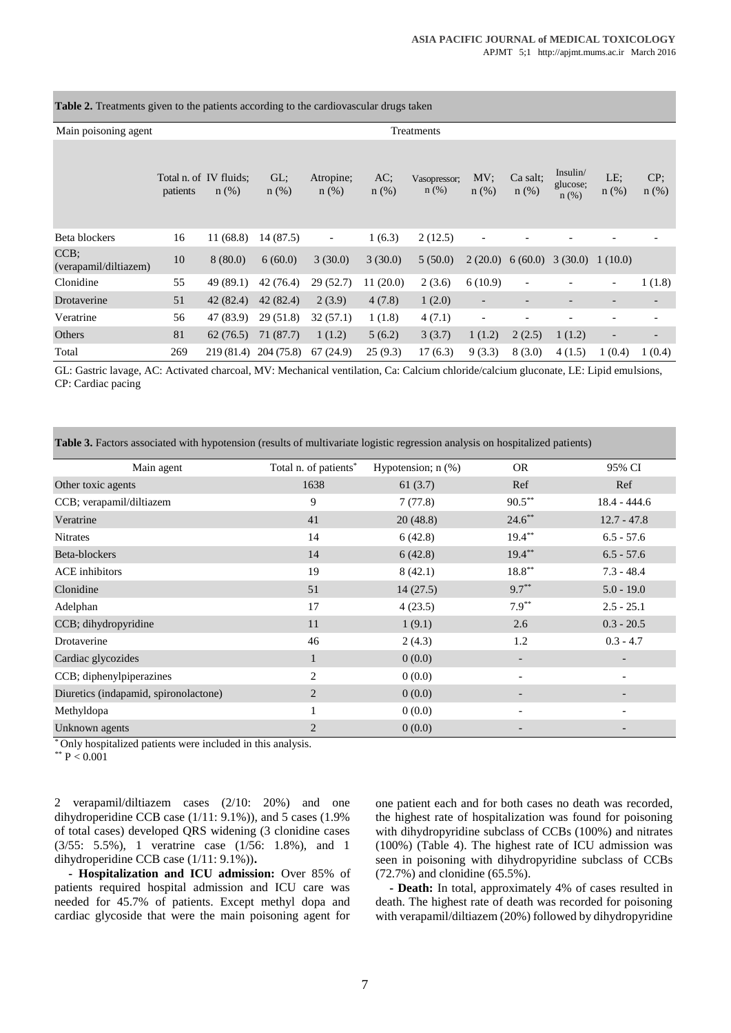**Table 2.** Treatments given to the patients according to the cardiovascular drugs taken

| Main poisoning agent | Treatments | | | | | | | | | | |
|---|---|---|---|---|---|---|---|---|---|---|---|
| | Total n. of patients | IV fluids; n (%) | GL; n (%) | Atropine; n (%) | AC; n (%) | Vasopressor; n (%) | MV; n (%) | Ca salt; n (%) | Insulin/ glucose; n (%) | LE; n (%) | CP; n (%) |
| Beta blockers | 16 | 11 (68.8) | 14 (87.5) | - | 1 (6.3) | 2 (12.5) | - | - | - | - | - |
| CCB; (verapamil/diltiazem) | 10 | 8 (80.0) | 6 (60.0) | 3 (30.0) | 3 (30.0) | 5 (50.0) | 2 (20.0) | 6 (60.0) | 3 (30.0) | 1 (10.0) | |
| Clonidine | 55 | 49 (89.1) | 42 (76.4) | 29 (52.7) | 11 (20.0) | 2 (3.6) | 6 (10.9) | - | - | - | 1 (1.8) |
| Drotaverine | 51 | 42 (82.4) | 42 (82.4) | 2 (3.9) | 4 (7.8) | 1 (2.0) | - | - | - | - | - |
| Veratrine | 56 | 47 (83.9) | 29 (51.8) | 32 (57.1) | 1 (1.8) | 4 (7.1) | - | - | - | - | - |
| Others | 81 | 62 (76.5) | 71 (87.7) | 1 (1.2) | 5 (6.2) | 3 (3.7) | 1 (1.2) | 2 (2.5) | 1 (1.2) | - | - |
| Total | 269 | 219 (81.4) | 204 (75.8) | 67 (24.9) | 25 (9.3) | 17 (6.3) | 9 (3.3) | 8 (3.0) | 4 (1.5) | 1 (0.4) | 1 (0.4) |

GL: Gastric lavage, AC: Activated charcoal, MV: Mechanical ventilation, Ca: Calcium chloride/calcium gluconate, LE: Lipid emulsions, CP: Cardiac pacing

**Table 3.** Factors associated with hypotension (results of multivariate logistic regression analysis on hospitalized patients)

| Main agent | Total n. of patients* | Hypotension; n (%) | OR | 95% CI |
|---|---|---|---|---|
| Other toxic agents | 1638 | 61 (3.7) | Ref | Ref |
| CCB; verapamil/diltiazem | 9 | 7 (77.8) | 90.5** | 18.4 - 444.6 |
| Veratrine | 41 | 20 (48.8) | 24.6** | 12.7 - 47.8 |
| Nitrates | 14 | 6 (42.8) | 19.4** | 6.5 - 57.6 |
| Beta-blockers | 14 | 6 (42.8) | 19.4** | 6.5 - 57.6 |
| ACE inhibitors | 19 | 8 (42.1) | 18.8** | 7.3 - 48.4 |
| Clonidine | 51 | 14 (27.5) | 9.7** | 5.0 - 19.0 |
| Adelphan | 17 | 4 (23.5) | 7.9** | 2.5 - 25.1 |
| CCB; dihydropyridine | 11 | 1 (9.1) | 2.6 | 0.3 - 20.5 |
| Drotaverine | 46 | 2 (4.3) | 1.2 | 0.3 - 4.7 |
| Cardiac glycozides | 1 | 0 (0.0) | - | - |
| CCB; diphenylpiperazines | 2 | 0 (0.0) | - | - |
| Diuretics (indapamid, spironolactone) | 2 | 0 (0.0) | - | - |
| Methyldopa | 1 | 0 (0.0) | - | - |
| Unknown agents | 2 | 0 (0.0) | - | - |

* Only hospitalized patients were included in this analysis.
** $P < 0.001$

2 verapamil/diltiazem cases (2/10: 20%) and one dihydroperidine CCB case (1/11: 9.1%)), and 5 cases (1.9% of total cases) developed QRS widening (3 clonidine cases (3/55: 5.5%), 1 veratrine case (1/56: 1.8%), and 1 dihydroperidine CCB case (1/11: 9.1%)).

**- Hospitalization and ICU admission:** Over 85% of patients required hospital admission and ICU care was needed for 45.7% of patients. Except methyl dopa and cardiac glycoside that were the main poisoning agent for one patient each and for both cases no death was recorded, the highest rate of hospitalization was found for poisoning with dihydropyridine subclass of CCBs (100%) and nitrates (100%) (Table 4). The highest rate of ICU admission was seen in poisoning with dihydropyridine subclass of CCBs (72.7%) and clonidine (65.5%).

**- Death:** In total, approximately 4% of cases resulted in death. The highest rate of death was recorded for poisoning with verapamil/diltiazem (20%) followed by dihydropyridine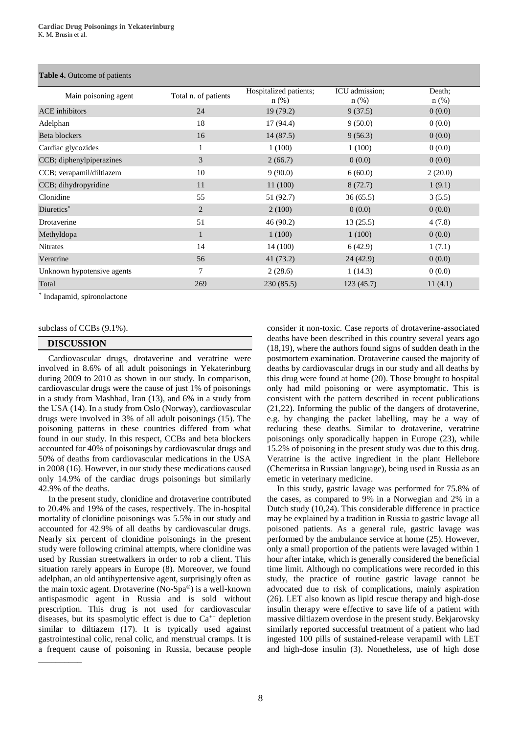**Table 4.** Outcome of patients

| Main poisoning agent | Total n. of patients | Hospitalized patients; n (%) | ICU admission; n (%) | Death; n (%) |
|---|---|---|---|---|
| ACE inhibitors | 24 | 19 (79.2) | 9 (37.5) | 0 (0.0) |
| Adelphan | 18 | 17 (94.4) | 9 (50.0) | 0 (0.0) |
| Beta blockers | 16 | 14 (87.5) | 9 (56.3) | 0 (0.0) |
| Cardiac glycozides | 1 | 1 (100) | 1 (100) | 0 (0.0) |
| CCB; diphenylpiperazines | 3 | 2 (66.7) | 0 (0.0) | 0 (0.0) |
| CCB; verapamil/diltiazem | 10 | 9 (90.0) | 6 (60.0) | 2 (20.0) |
| CCB; dihydropyridine | 11 | 11 (100) | 8 (72.7) | 1 (9.1) |
| Clonidine | 55 | 51 (92.7) | 36 (65.5) | 3 (5.5) |
| Diuretics* | 2 | 2 (100) | 0 (0.0) | 0 (0.0) |
| Drotaverine | 51 | 46 (90.2) | 13 (25.5) | 4 (7.8) |
| Methyldopa | 1 | 1 (100) | 1 (100) | 0 (0.0) |
| Nitrates | 14 | 14 (100) | 6 (42.9) | 1 (7.1) |
| Veratrine | 56 | 41 (73.2) | 24 (42.9) | 0 (0.0) |
| Unknown hypotensive agents | 7 | 2 (28.6) | 1 (14.3) | 0 (0.0) |
| Total | 269 | 230 (85.5) | 123 (45.7) | 11 (4.1) |

* Indapamid, spironolactone

subclass of CCBs (9.1%).

## DISCUSSION

Cardiovascular drugs, drotaverine and veratrine were involved in 8.6% of all adult poisonings in Yekaterinburg during 2009 to 2010 as shown in our study. In comparison, cardiovascular drugs were the cause of just 1% of poisonings in a study from Mashhad, Iran (13), and 6% in a study from the USA (14). In a study from Oslo (Norway), cardiovascular drugs were involved in 3% of all adult poisonings (15). The poisoning patterns in these countries differed from what found in our study. In this respect, CCBs and beta blockers accounted for 40% of poisonings by cardiovascular drugs and 50% of deaths from cardiovascular medications in the USA in 2008 (16). However, in our study these medications caused only 14.9% of the cardiac drugs poisonings but similarly 42.9% of the deaths.

In the present study, clonidine and drotaverine contributed to 20.4% and 19% of the cases, respectively. The in-hospital mortality of clonidine poisonings was 5.5% in our study and accounted for 42.9% of all deaths by cardiovascular drugs. Nearly six percent of clonidine poisonings in the present study were following criminal attempts, where clonidine was used by Russian streetwalkers in order to rob a client. This situation rarely appears in Europe (8). Moreover, we found adelphan, an old antihypertensive agent, surprisingly often as the main toxic agent. Drotaverine (No-Spa®) is a well-known antispasmodic agent in Russia and is sold without prescription. This drug is not used for cardiovascular diseases, but its spasmolytic effect is due to $Ca^{++}$ depletion similar to diltiazem (17). It is typically used against gastrointestinal colic, renal colic, and menstrual cramps. It is a frequent cause of poisoning in Russia, because people consider it non-toxic. Case reports of drotaverine-associated deaths have been described in this country several years ago (18,19), where the authors found signs of sudden death in the postmortem examination. Drotaverine caused the majority of deaths by cardiovascular drugs in our study and all deaths by this drug were found at home (20). Those brought to hospital only had mild poisoning or were asymptomatic. This is consistent with the pattern described in recent publications (21,22). Informing the public of the dangers of drotaverine, e.g. by changing the packet labelling, may be a way of reducing these deaths. Similar to drotaverine, veratrine poisonings only sporadically happen in Europe (23), while 15.2% of poisoning in the present study was due to this drug. Veratrine is the active ingredient in the plant Hellebore (Chemeritsa in Russian language), being used in Russia as an emetic in veterinary medicine.

In this study, gastric lavage was performed for 75.8% of the cases, as compared to 9% in a Norwegian and 2% in a Dutch study (10,24). This considerable difference in practice may be explained by a tradition in Russia to gastric lavage all poisoned patients. As a general rule, gastric lavage was performed by the ambulance service at home (25). However, only a small proportion of the patients were lavaged within 1 hour after intake, which is generally considered the beneficial time limit. Although no complications were recorded in this study, the practice of routine gastric lavage cannot be advocated due to risk of complications, mainly aspiration (26). LET also known as lipid rescue therapy and high-dose insulin therapy were effective to save life of a patient with massive diltiazem overdose in the present study. Bekjarovsky similarly reported successful treatment of a patient who had ingested 100 pills of sustained-release verapamil with LET and high-dose insulin (3). Nonetheless, use of high dose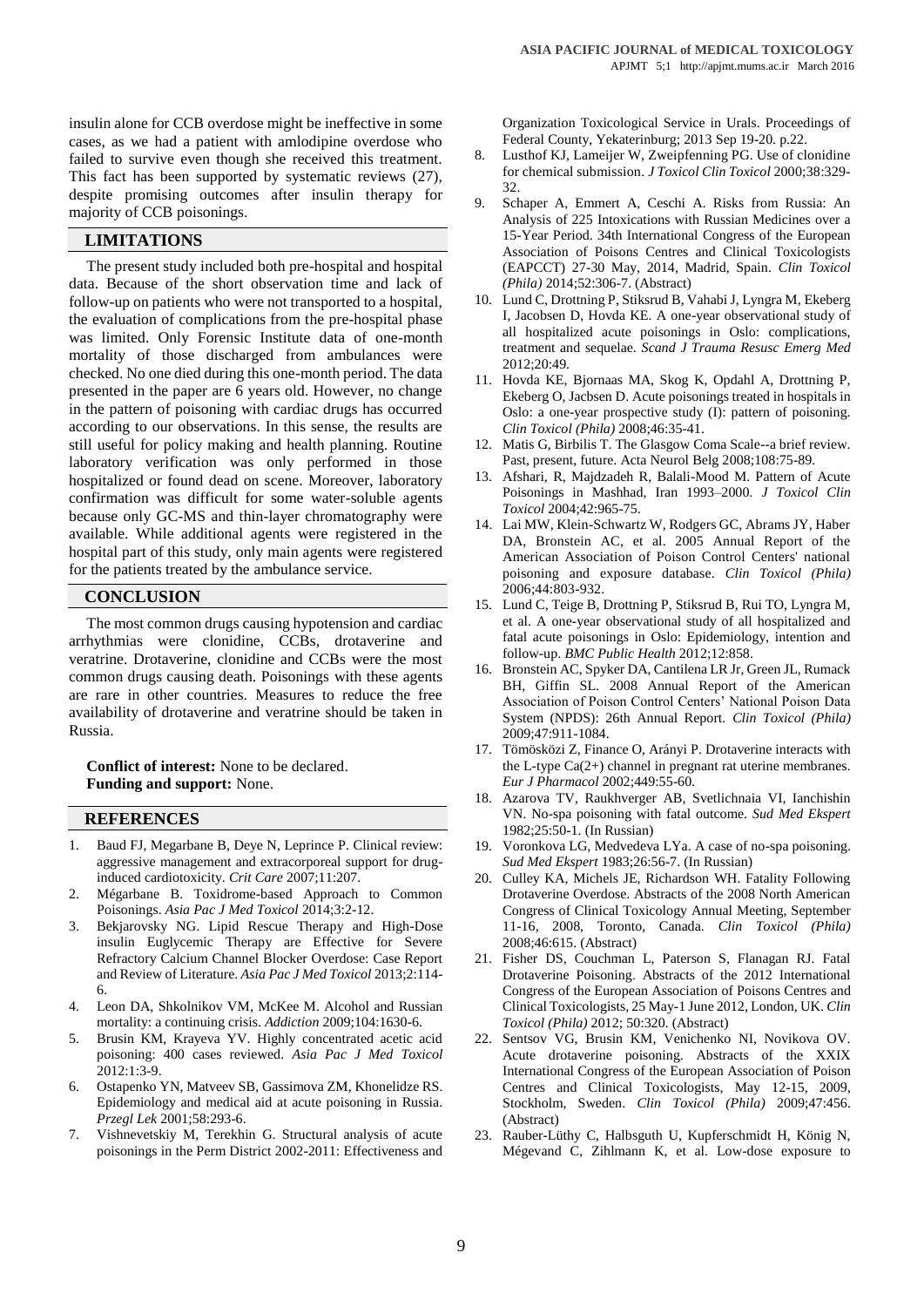insulin alone for CCB overdose might be ineffective in some cases, as we had a patient with amlodipine overdose who failed to survive even though she received this treatment. This fact has been supported by systematic reviews (27), despite promising outcomes after insulin therapy for majority of CCB poisonings.

## LIMITATIONS

The present study included both pre-hospital and hospital data. Because of the short observation time and lack of follow-up on patients who were not transported to a hospital, the evaluation of complications from the pre-hospital phase was limited. Only Forensic Institute data of one-month mortality of those discharged from ambulances were checked. No one died during this one-month period. The data presented in the paper are 6 years old. However, no change in the pattern of poisoning with cardiac drugs has occurred according to our observations. In this sense, the results are still useful for policy making and health planning. Routine laboratory verification was only performed in those hospitalized or found dead on scene. Moreover, laboratory confirmation was difficult for some water-soluble agents because only GC-MS and thin-layer chromatography were available. While additional agents were registered in the hospital part of this study, only main agents were registered for the patients treated by the ambulance service.

## CONCLUSION

The most common drugs causing hypotension and cardiac arrhythmias were clonidine, CCBs, drotaverine and veratrine. Drotaverine, clonidine and CCBs were the most common drugs causing death. Poisonings with these agents are rare in other countries. Measures to reduce the free availability of drotaverine and veratrine should be taken in Russia.

**Conflict of interest:** None to be declared.
**Funding and support:** None.

## REFERENCES

1. Baud FJ, Megarbane B, Deye N, Leprince P. Clinical review: aggressive management and extracorporeal support for drug-induced cardiotoxicity. *Crit Care* 2007;11:207.
2. Mégarbane B. Toxidrome-based Approach to Common Poisonings. *Asia Pac J Med Toxicol* 2014;3:2-12.
3. Bekjarovsky NG. Lipid Rescue Therapy and High-Dose insulin Euglycemic Therapy are Effective for Severe Refractory Calcium Channel Blocker Overdose: Case Report and Review of Literature. *Asia Pac J Med Toxicol* 2013;2:114-6.
4. Leon DA, Shkolnikov VM, McKee M. Alcohol and Russian mortality: a continuing crisis. *Addiction* 2009;104:1630-6.
5. Brusin KM, Krayeva YV. Highly concentrated acetic acid poisoning: 400 cases reviewed. *Asia Pac J Med Toxicol* 2012:1:3-9.
6. Ostapenko YN, Matveev SB, Gassimova ZM, Khonelidze RS. Epidemiology and medical aid at acute poisoning in Russia. *Przegl Lek* 2001;58:293-6.
7. Vishnevetskiy M, Terekhin G. Structural analysis of acute poisonings in the Perm District 2002-2011: Effectiveness and Organization Toxicological Service in Urals. Proceedings of Federal County, Yekaterinburg; 2013 Sep 19-20. p.22.
8. Lusthof KJ, Lameijer W, Zweipfenning PG. Use of clonidine for chemical submission. *J Toxicol Clin Toxicol* 2000;38:329-32.
9. Schaper A, Emmert A, Ceschi A. Risks from Russia: An Analysis of 225 Intoxications with Russian Medicines over a 15-Year Period. 34th International Congress of the European Association of Poisons Centres and Clinical Toxicologists (EAPCCT) 27-30 May, 2014, Madrid, Spain. *Clin Toxicol (Phila)* 2014;52:306-7. (Abstract)
10. Lund C, Drottning P, Stiksrud B, Vahabi J, Lyngra M, Ekeberg I, Jacobsen D, Hovda KE. A one-year observational study of all hospitalized acute poisonings in Oslo: complications, treatment and sequelae. *Scand J Trauma Resusc Emerg Med* 2012;20:49.
11. Hovda KE, Bjornaas MA, Skog K, Opdahl A, Drottning P, Ekeberg O, Jacbsen D. Acute poisonings treated in hospitals in Oslo: a one-year prospective study (I): pattern of poisoning. *Clin Toxicol (Phila)* 2008;46:35-41.
12. Matis G, Birbilis T. The Glasgow Coma Scale--a brief review. Past, present, future. Acta Neurol Belg 2008;108:75-89.
13. Afshari, R, Majdzadeh R, Balali-Mood M. Pattern of Acute Poisonings in Mashhad, Iran 1993–2000. *J Toxicol Clin Toxicol* 2004;42:965-75.
14. Lai MW, Klein-Schwartz W, Rodgers GC, Abrams JY, Haber DA, Bronstein AC, et al. 2005 Annual Report of the American Association of Poison Control Centers' national poisoning and exposure database. *Clin Toxicol (Phila)* 2006;44:803-932.
15. Lund C, Teige B, Drottning P, Stiksrud B, Rui TO, Lyngra M, et al. A one-year observational study of all hospitalized and fatal acute poisonings in Oslo: Epidemiology, intention and follow-up. *BMC Public Health* 2012;12:858.
16. Bronstein AC, Spyker DA, Cantilena LR Jr, Green JL, Rumack BH, Giffin SL. 2008 Annual Report of the American Association of Poison Control Centers' National Poison Data System (NPDS): 26th Annual Report. *Clin Toxicol (Phila)* 2009;47:911-1084.
17. Tömösközi Z, Finance O, Arányi P. Drotaverine interacts with the L-type Ca(2+) channel in pregnant rat uterine membranes. *Eur J Pharmacol* 2002;449:55-60.
18. Azarova TV, Raukhverger AB, Svetlichnaia VI, Ianchishin VN. No-spa poisoning with fatal outcome. *Sud Med Ekspert* 1982;25:50-1. (In Russian)
19. Voronkova LG, Medvedeva LYa. A case of no-spa poisoning. *Sud Med Ekspert* 1983;26:56-7. (In Russian)
20. Culley KA, Michels JE, Richardson WH. Fatality Following Drotaverine Overdose. Abstracts of the 2008 North American Congress of Clinical Toxicology Annual Meeting, September 11-16, 2008, Toronto, Canada. *Clin Toxicol (Phila)* 2008;46:615. (Abstract)
21. Fisher DS, Couchman L, Paterson S, Flanagan RJ. Fatal Drotaverine Poisoning. Abstracts of the 2012 International Congress of the European Association of Poisons Centres and Clinical Toxicologists, 25 May-1 June 2012, London, UK. *Clin Toxicol (Phila)* 2012; 50:320. (Abstract)
22. Sentsov VG, Brusin KM, Venichenko NI, Novikova OV. Acute drotaverine poisoning. Abstracts of the XXIX International Congress of the European Association of Poison Centres and Clinical Toxicologists, May 12-15, 2009, Stockholm, Sweden. *Clin Toxicol (Phila)* 2009;47:456. (Abstract)
23. Rauber-Lüthy C, Halbsguth U, Kupferschmidt H, König N, Mégevand C, Zihlmann K, et al. Low-dose exposure to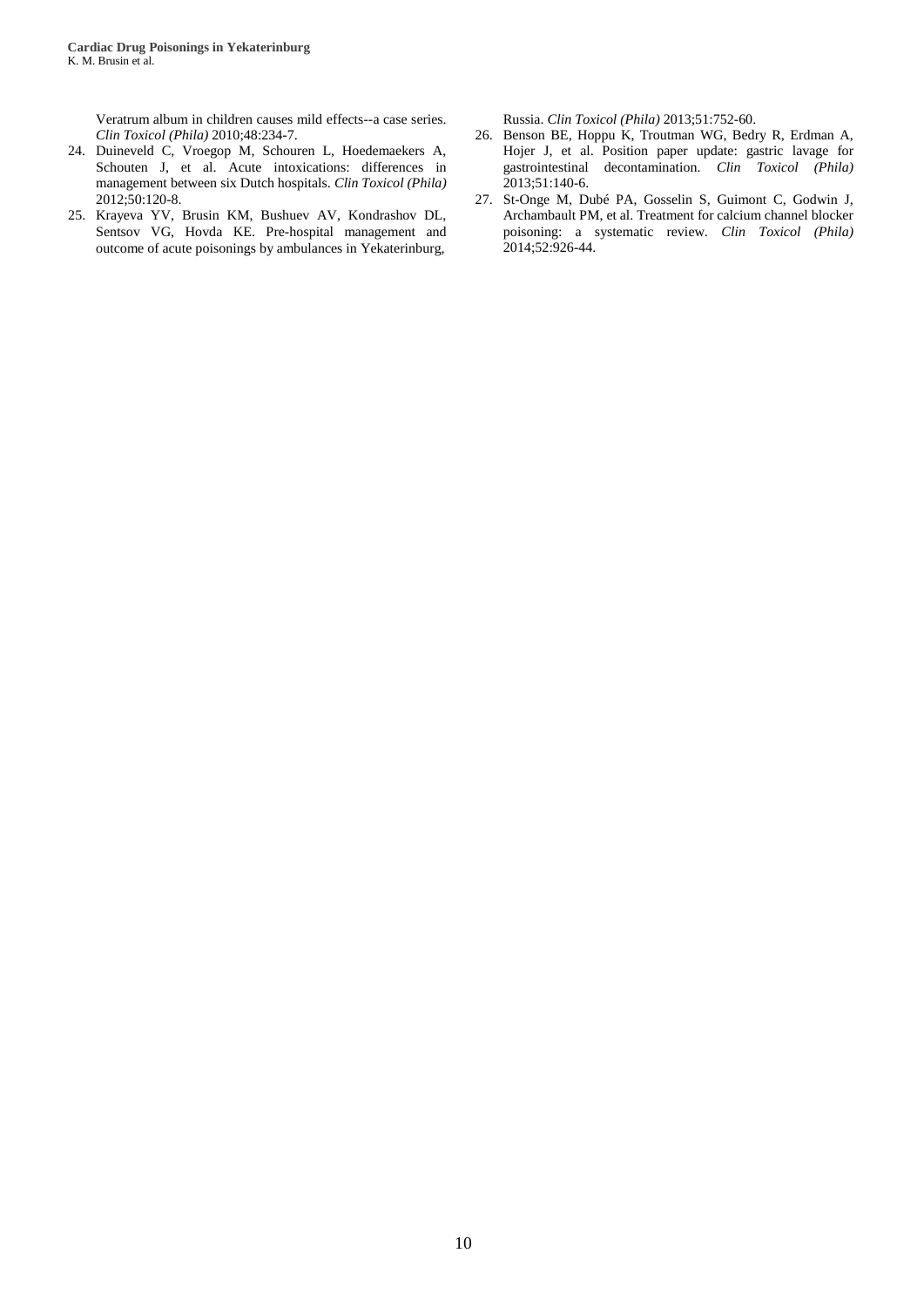Veratrum album in children causes mild effects--a case series. *Clin Toxicol (Phila)* 2010;48:234-7.

24. Duineveld C, Vroegop M, Schouren L, Hoedemaekers A, Schouten J, et al. Acute intoxications: differences in management between six Dutch hospitals. *Clin Toxicol (Phila)* 2012;50:120-8.
25. Krayeva YV, Brusin KM, Bushuev AV, Kondrashov DL, Sentsov VG, Hovda KE. Pre-hospital management and outcome of acute poisonings by ambulances in Yekaterinburg, Russia. *Clin Toxicol (Phila)* 2013;51:752-60.
26. Benson BE, Hoppu K, Troutman WG, Bedry R, Erdman A, Hojer J, et al. Position paper update: gastric lavage for gastrointestinal decontamination. *Clin Toxicol (Phila)* 2013;51:140-6.
27. St-Onge M, Dubé PA, Gosselin S, Guimont C, Godwin J, Archambault PM, et al. Treatment for calcium channel blocker poisoning: a systematic review. *Clin Toxicol (Phila)* 2014;52:926-44.